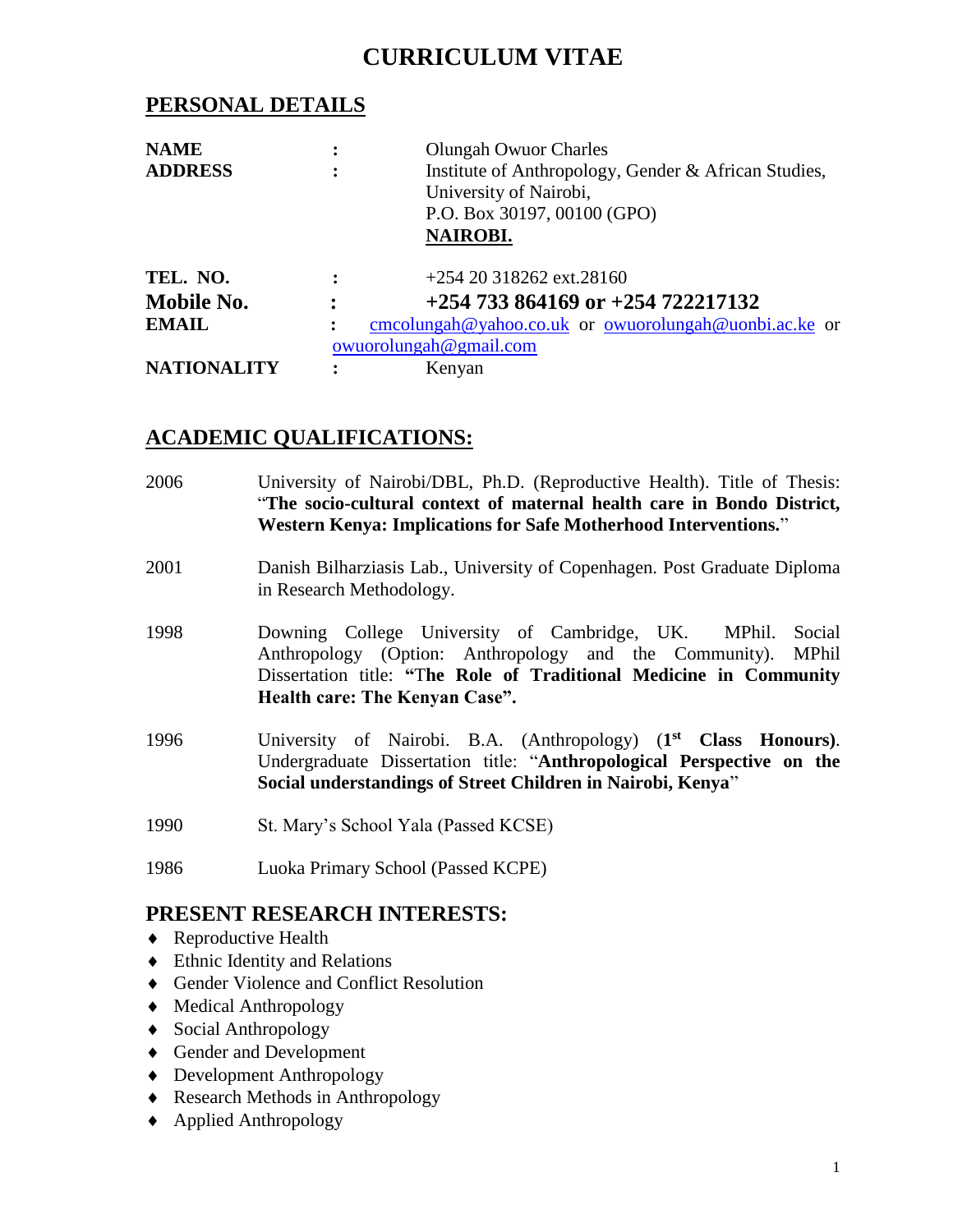# CURRICULUM VITAE

## PERSONAL DETAILS

| | | |
|---|---|---|
| **NAME** | : | Olungah Owuor Charles |
| **ADDRESS** | : | Institute of Anthropology, Gender & African Studies, University of Nairobi, P.O. Box 30197, 00100 (GPO) **NAIROBI.** |
| **TEL. NO.** | : | +254 20 318262 ext.28160 |
| **Mobile No.** | : | **+254 733 864169 or +254 722217132** |
| **EMAIL** | : | cmcolungah@yahoo.co.uk or owuorolungah@uonbi.ac.ke or owuorolungah@gmail.com |
| **NATIONALITY** | : | Kenyan |

## ACADEMIC QUALIFICATIONS:

2006 — University of Nairobi/DBL, Ph.D. (Reproductive Health). Title of Thesis: "**The socio-cultural context of maternal health care in Bondo District, Western Kenya: Implications for Safe Motherhood Interventions.**"

2001 — Danish Bilharziasis Lab., University of Copenhagen. Post Graduate Diploma in Research Methodology.

1998 — Downing College University of Cambridge, UK. MPhil. Social Anthropology (Option: Anthropology and the Community). MPhil Dissertation title: **"The Role of Traditional Medicine in Community Health care: The Kenyan Case".**

1996 — University of Nairobi. B.A. (Anthropology) (**1st Class Honours**). Undergraduate Dissertation title: "**Anthropological Perspective on the Social understandings of Street Children in Nairobi, Kenya**"

1990 — St. Mary's School Yala (Passed KCSE)

1986 — Luoka Primary School (Passed KCPE)

## PRESENT RESEARCH INTERESTS:

- Reproductive Health
- Ethnic Identity and Relations
- Gender Violence and Conflict Resolution
- Medical Anthropology
- Social Anthropology
- Gender and Development
- Development Anthropology
- Research Methods in Anthropology
- Applied Anthropology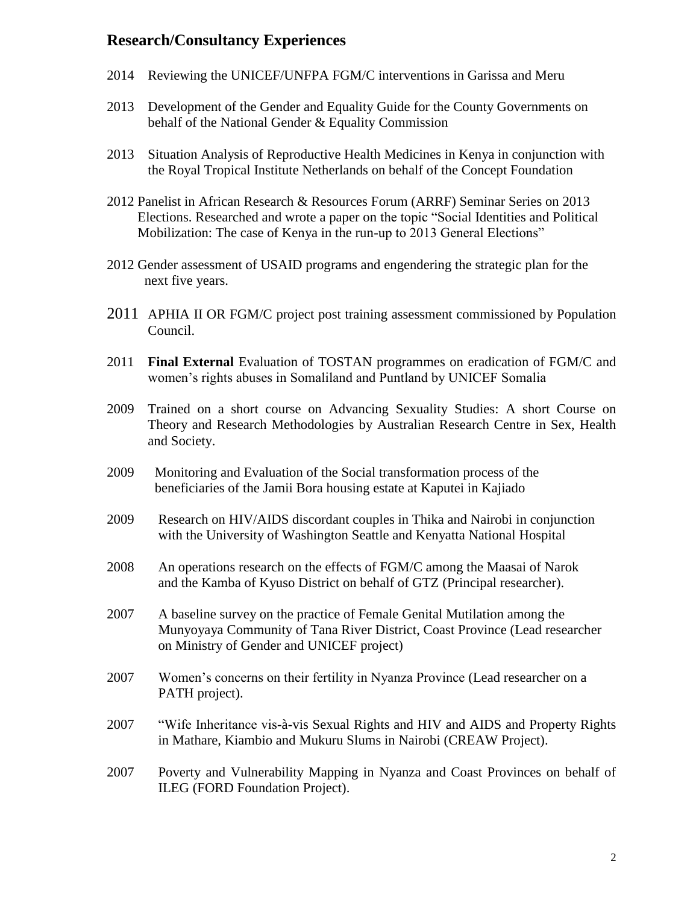## Research/Consultancy Experiences

2014 Reviewing the UNICEF/UNFPA FGM/C interventions in Garissa and Meru

2013 Development of the Gender and Equality Guide for the County Governments on behalf of the National Gender & Equality Commission

2013 Situation Analysis of Reproductive Health Medicines in Kenya in conjunction with the Royal Tropical Institute Netherlands on behalf of the Concept Foundation

2012 Panelist in African Research & Resources Forum (ARRF) Seminar Series on 2013 Elections. Researched and wrote a paper on the topic "Social Identities and Political Mobilization: The case of Kenya in the run-up to 2013 General Elections"

2012 Gender assessment of USAID programs and engendering the strategic plan for the next five years.

2011 APHIA II OR FGM/C project post training assessment commissioned by Population Council.

2011 **Final External** Evaluation of TOSTAN programmes on eradication of FGM/C and women's rights abuses in Somaliland and Puntland by UNICEF Somalia

2009 Trained on a short course on Advancing Sexuality Studies: A short Course on Theory and Research Methodologies by Australian Research Centre in Sex, Health and Society.

2009 Monitoring and Evaluation of the Social transformation process of the beneficiaries of the Jamii Bora housing estate at Kaputei in Kajiado

2009 Research on HIV/AIDS discordant couples in Thika and Nairobi in conjunction with the University of Washington Seattle and Kenyatta National Hospital

2008 An operations research on the effects of FGM/C among the Maasai of Narok and the Kamba of Kyuso District on behalf of GTZ (Principal researcher).

2007 A baseline survey on the practice of Female Genital Mutilation among the Munyoyaya Community of Tana River District, Coast Province (Lead researcher on Ministry of Gender and UNICEF project)

2007 Women's concerns on their fertility in Nyanza Province (Lead researcher on a PATH project).

2007 "Wife Inheritance vis-à-vis Sexual Rights and HIV and AIDS and Property Rights in Mathare, Kiambio and Mukuru Slums in Nairobi (CREAW Project).

2007 Poverty and Vulnerability Mapping in Nyanza and Coast Provinces on behalf of ILEG (FORD Foundation Project).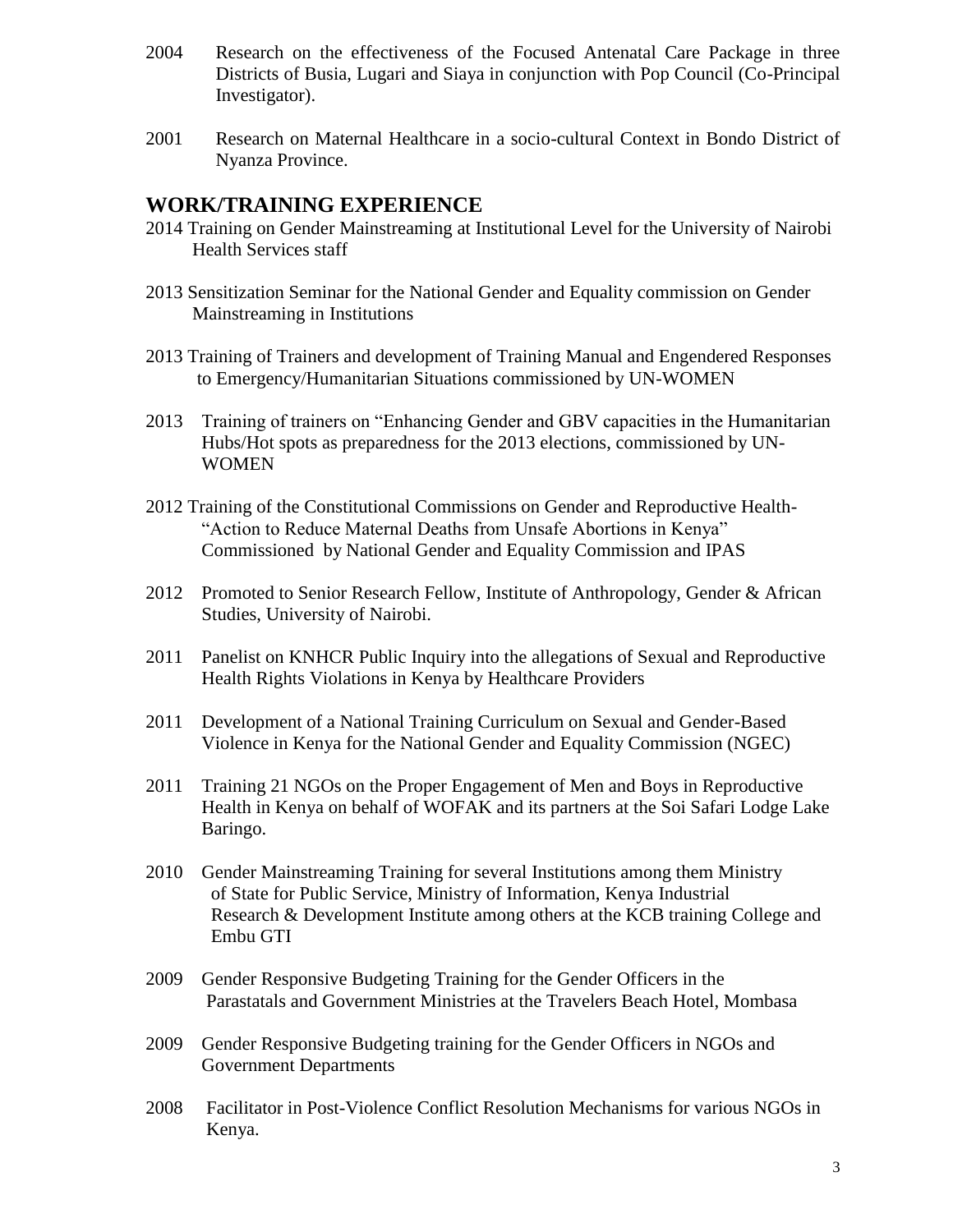2004 Research on the effectiveness of the Focused Antenatal Care Package in three Districts of Busia, Lugari and Siaya in conjunction with Pop Council (Co-Principal Investigator).

2001 Research on Maternal Healthcare in a socio-cultural Context in Bondo District of Nyanza Province.

## WORK/TRAINING EXPERIENCE

2014 Training on Gender Mainstreaming at Institutional Level for the University of Nairobi Health Services staff

2013 Sensitization Seminar for the National Gender and Equality commission on Gender Mainstreaming in Institutions

2013 Training of Trainers and development of Training Manual and Engendered Responses to Emergency/Humanitarian Situations commissioned by UN-WOMEN

2013 Training of trainers on "Enhancing Gender and GBV capacities in the Humanitarian Hubs/Hot spots as preparedness for the 2013 elections, commissioned by UN-WOMEN

2012 Training of the Constitutional Commissions on Gender and Reproductive Health- "Action to Reduce Maternal Deaths from Unsafe Abortions in Kenya" Commissioned by National Gender and Equality Commission and IPAS

2012 Promoted to Senior Research Fellow, Institute of Anthropology, Gender & African Studies, University of Nairobi.

2011 Panelist on KNHCR Public Inquiry into the allegations of Sexual and Reproductive Health Rights Violations in Kenya by Healthcare Providers

2011 Development of a National Training Curriculum on Sexual and Gender-Based Violence in Kenya for the National Gender and Equality Commission (NGEC)

2011 Training 21 NGOs on the Proper Engagement of Men and Boys in Reproductive Health in Kenya on behalf of WOFAK and its partners at the Soi Safari Lodge Lake Baringo.

2010 Gender Mainstreaming Training for several Institutions among them Ministry of State for Public Service, Ministry of Information, Kenya Industrial Research & Development Institute among others at the KCB training College and Embu GTI

2009 Gender Responsive Budgeting Training for the Gender Officers in the Parastatals and Government Ministries at the Travelers Beach Hotel, Mombasa

2009 Gender Responsive Budgeting training for the Gender Officers in NGOs and Government Departments

2008 Facilitator in Post-Violence Conflict Resolution Mechanisms for various NGOs in Kenya.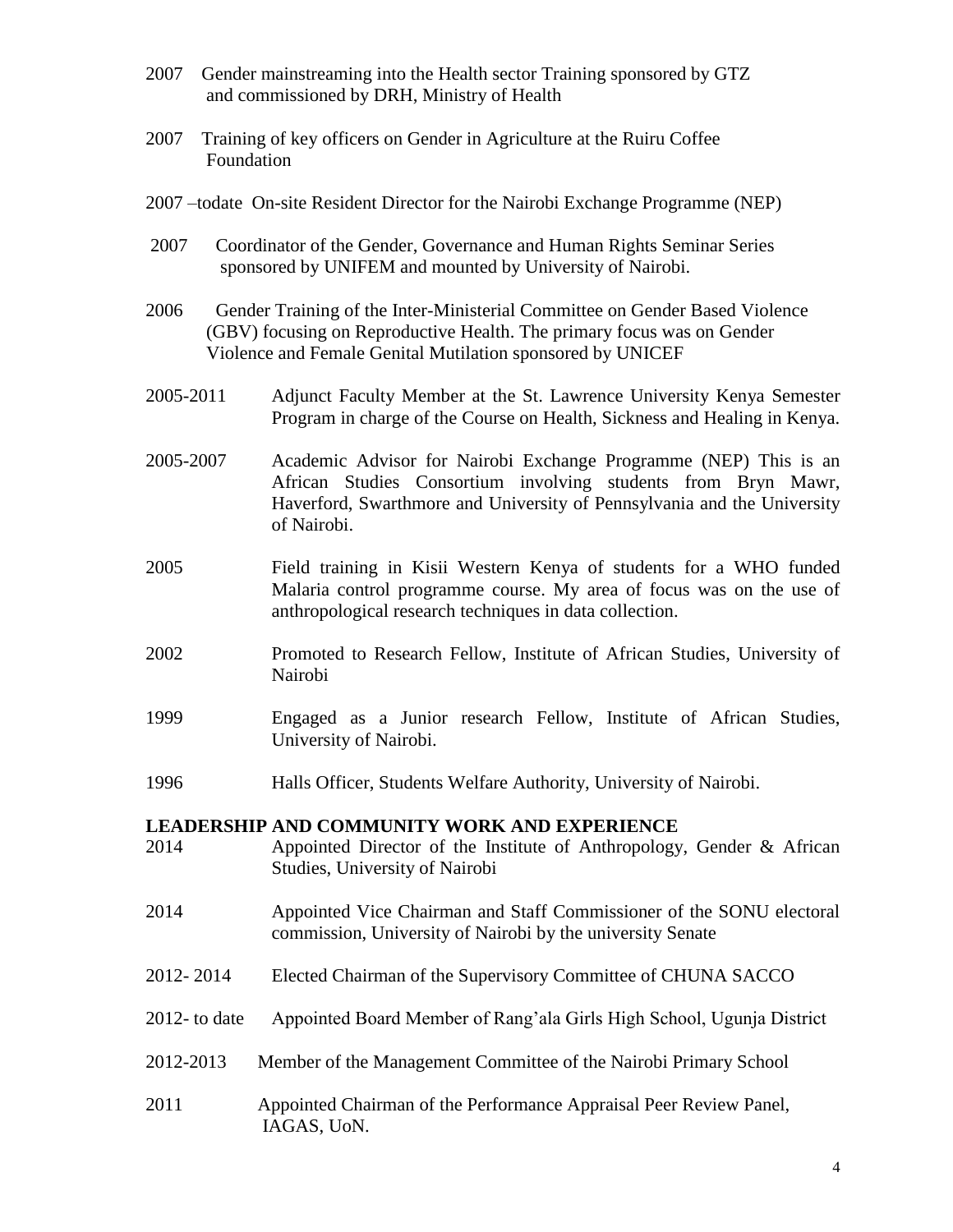2007 Gender mainstreaming into the Health sector Training sponsored by GTZ and commissioned by DRH, Ministry of Health

2007 Training of key officers on Gender in Agriculture at the Ruiru Coffee Foundation

2007 –todate On-site Resident Director for the Nairobi Exchange Programme (NEP)

2007 Coordinator of the Gender, Governance and Human Rights Seminar Series sponsored by UNIFEM and mounted by University of Nairobi.

2006 Gender Training of the Inter-Ministerial Committee on Gender Based Violence (GBV) focusing on Reproductive Health. The primary focus was on Gender Violence and Female Genital Mutilation sponsored by UNICEF

2005-2011 Adjunct Faculty Member at the St. Lawrence University Kenya Semester Program in charge of the Course on Health, Sickness and Healing in Kenya.

2005-2007 Academic Advisor for Nairobi Exchange Programme (NEP) This is an African Studies Consortium involving students from Bryn Mawr, Haverford, Swarthmore and University of Pennsylvania and the University of Nairobi.

2005 Field training in Kisii Western Kenya of students for a WHO funded Malaria control programme course. My area of focus was on the use of anthropological research techniques in data collection.

2002 Promoted to Research Fellow, Institute of African Studies, University of Nairobi

1999 Engaged as a Junior research Fellow, Institute of African Studies, University of Nairobi.

1996 Halls Officer, Students Welfare Authority, University of Nairobi.

**LEADERSHIP AND COMMUNITY WORK AND EXPERIENCE**

2014 Appointed Director of the Institute of Anthropology, Gender & African Studies, University of Nairobi

2014 Appointed Vice Chairman and Staff Commissioner of the SONU electoral commission, University of Nairobi by the university Senate

2012- 2014 Elected Chairman of the Supervisory Committee of CHUNA SACCO

2012- to date Appointed Board Member of Rang'ala Girls High School, Ugunja District

2012-2013 Member of the Management Committee of the Nairobi Primary School

2011 Appointed Chairman of the Performance Appraisal Peer Review Panel, IAGAS, UoN.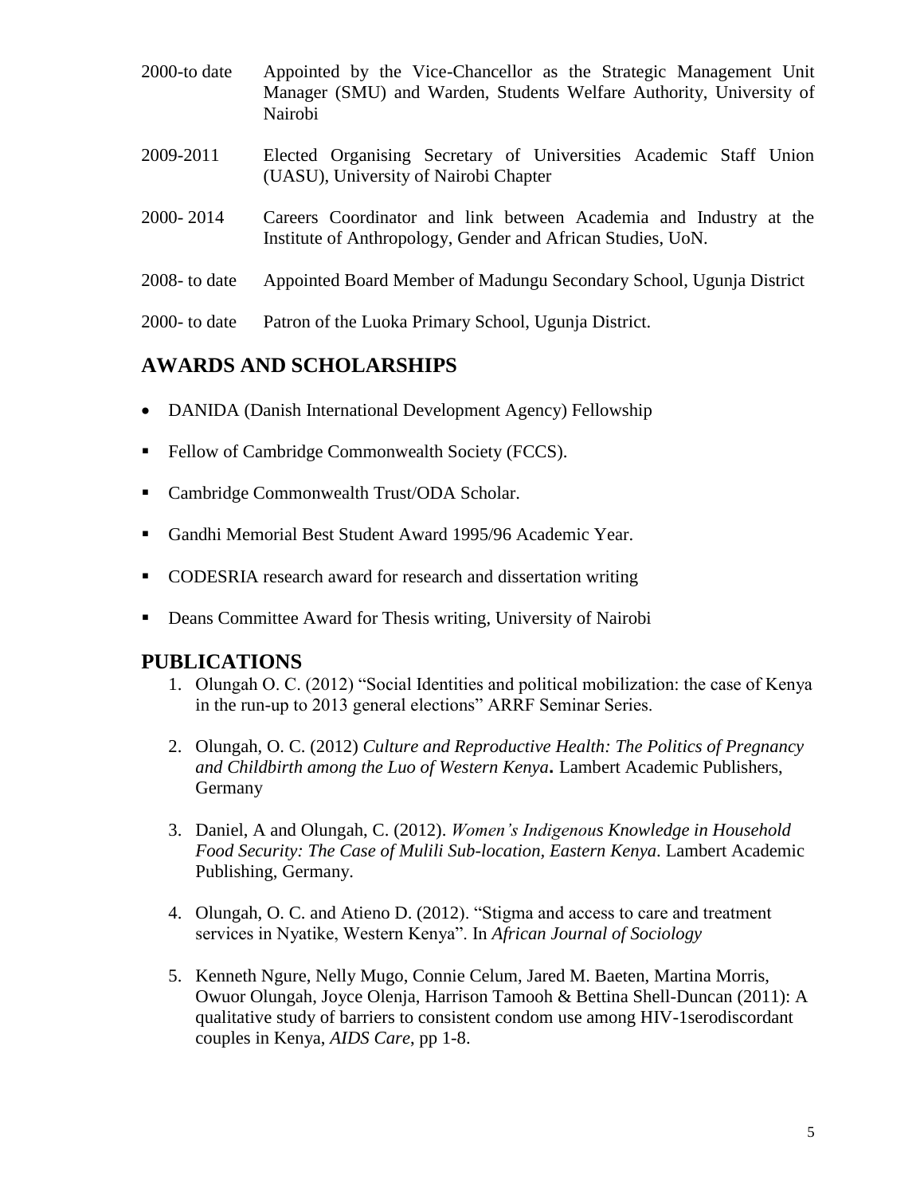| | |
|---|---|
| 2000-to date | Appointed by the Vice-Chancellor as the Strategic Management Unit Manager (SMU) and Warden, Students Welfare Authority, University of Nairobi |
| 2009-2011 | Elected Organising Secretary of Universities Academic Staff Union (UASU), University of Nairobi Chapter |
| 2000- 2014 | Careers Coordinator and link between Academia and Industry at the Institute of Anthropology, Gender and African Studies, UoN. |
| 2008- to date | Appointed Board Member of Madungu Secondary School, Ugunja District |
| 2000- to date | Patron of the Luoka Primary School, Ugunja District. |

## AWARDS AND SCHOLARSHIPS

- DANIDA (Danish International Development Agency) Fellowship
- Fellow of Cambridge Commonwealth Society (FCCS).
- Cambridge Commonwealth Trust/ODA Scholar.
- Gandhi Memorial Best Student Award 1995/96 Academic Year.
- CODESRIA research award for research and dissertation writing
- Deans Committee Award for Thesis writing, University of Nairobi

## PUBLICATIONS

1. Olungah O. C. (2012) "Social Identities and political mobilization: the case of Kenya in the run-up to 2013 general elections" ARRF Seminar Series.
2. Olungah, O. C. (2012) *Culture and Reproductive Health: The Politics of Pregnancy and Childbirth among the Luo of Western Kenya***.** Lambert Academic Publishers, Germany
3. Daniel, A and Olungah, C. (2012). *Women's Indigenous Knowledge in Household Food Security: The Case of Mulili Sub-location, Eastern Kenya.* Lambert Academic Publishing, Germany.
4. Olungah, O. C. and Atieno D. (2012). "Stigma and access to care and treatment services in Nyatike, Western Kenya". In *African Journal of Sociology*
5. Kenneth Ngure, Nelly Mugo, Connie Celum, Jared M. Baeten, Martina Morris, Owuor Olungah, Joyce Olenja, Harrison Tamooh & Bettina Shell-Duncan (2011): A qualitative study of barriers to consistent condom use among HIV-1serodiscordant couples in Kenya, *AIDS Care*, pp 1-8.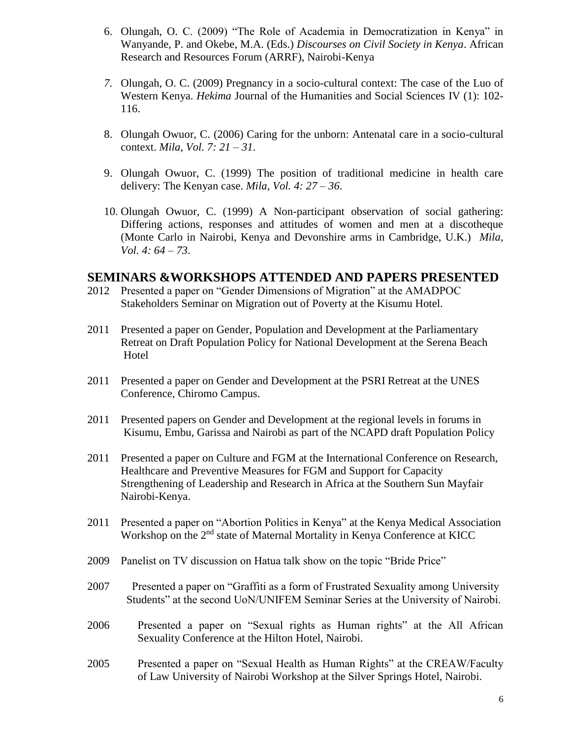6. Olungah, O. C. (2009) "The Role of Academia in Democratization in Kenya" in Wanyande, P. and Okebe, M.A. (Eds.) *Discourses on Civil Society in Kenya*. African Research and Resources Forum (ARRF), Nairobi-Kenya

7. Olungah, O. C. (2009) Pregnancy in a socio-cultural context: The case of the Luo of Western Kenya. *Hekima* Journal of the Humanities and Social Sciences IV (1): 102-116.

8. Olungah Owuor, C. (2006) Caring for the unborn: Antenatal care in a socio-cultural context. *Mila, Vol. 7: 21 – 31.*

9. Olungah Owuor, C. (1999) The position of traditional medicine in health care delivery: The Kenyan case. *Mila, Vol. 4: 27 – 36.*

10. Olungah Owuor, C. (1999) A Non-participant observation of social gathering: Differing actions, responses and attitudes of women and men at a discotheque (Monte Carlo in Nairobi, Kenya and Devonshire arms in Cambridge, U.K.) *Mila, Vol. 4: 64 – 73.*

## SEMINARS &WORKSHOPS ATTENDED AND PAPERS PRESENTED

2012 Presented a paper on "Gender Dimensions of Migration" at the AMADPOC Stakeholders Seminar on Migration out of Poverty at the Kisumu Hotel.

2011 Presented a paper on Gender, Population and Development at the Parliamentary Retreat on Draft Population Policy for National Development at the Serena Beach Hotel

2011 Presented a paper on Gender and Development at the PSRI Retreat at the UNES Conference, Chiromo Campus.

2011 Presented papers on Gender and Development at the regional levels in forums in Kisumu, Embu, Garissa and Nairobi as part of the NCAPD draft Population Policy

2011 Presented a paper on Culture and FGM at the International Conference on Research, Healthcare and Preventive Measures for FGM and Support for Capacity Strengthening of Leadership and Research in Africa at the Southern Sun Mayfair Nairobi-Kenya.

2011 Presented a paper on "Abortion Politics in Kenya" at the Kenya Medical Association Workshop on the 2nd state of Maternal Mortality in Kenya Conference at KICC

2009 Panelist on TV discussion on Hatua talk show on the topic "Bride Price"

2007 Presented a paper on "Graffiti as a form of Frustrated Sexuality among University Students" at the second UoN/UNIFEM Seminar Series at the University of Nairobi.

2006 Presented a paper on "Sexual rights as Human rights" at the All African Sexuality Conference at the Hilton Hotel, Nairobi.

2005 Presented a paper on "Sexual Health as Human Rights" at the CREAW/Faculty of Law University of Nairobi Workshop at the Silver Springs Hotel, Nairobi.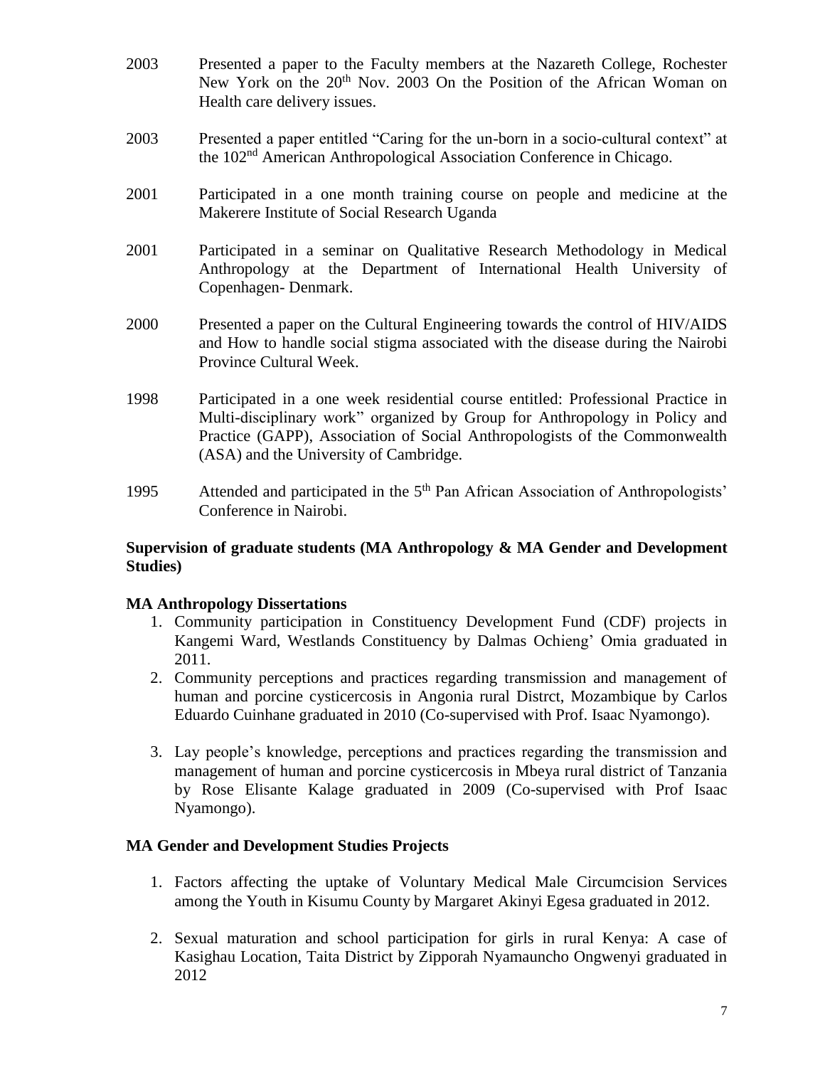2003 Presented a paper to the Faculty members at the Nazareth College, Rochester New York on the 20th Nov. 2003 On the Position of the African Woman on Health care delivery issues.

2003 Presented a paper entitled "Caring for the un-born in a socio-cultural context" at the 102nd American Anthropological Association Conference in Chicago.

2001 Participated in a one month training course on people and medicine at the Makerere Institute of Social Research Uganda

2001 Participated in a seminar on Qualitative Research Methodology in Medical Anthropology at the Department of International Health University of Copenhagen- Denmark.

2000 Presented a paper on the Cultural Engineering towards the control of HIV/AIDS and How to handle social stigma associated with the disease during the Nairobi Province Cultural Week.

1998 Participated in a one week residential course entitled: Professional Practice in Multi-disciplinary work" organized by Group for Anthropology in Policy and Practice (GAPP), Association of Social Anthropologists of the Commonwealth (ASA) and the University of Cambridge.

1995 Attended and participated in the 5th Pan African Association of Anthropologists' Conference in Nairobi.

**Supervision of graduate students (MA Anthropology & MA Gender and Development Studies)**

**MA Anthropology Dissertations**

1. Community participation in Constituency Development Fund (CDF) projects in Kangemi Ward, Westlands Constituency by Dalmas Ochieng' Omia graduated in 2011.
2. Community perceptions and practices regarding transmission and management of human and porcine cysticercosis in Angonia rural Distrct, Mozambique by Carlos Eduardo Cuinhane graduated in 2010 (Co-supervised with Prof. Isaac Nyamongo).
3. Lay people's knowledge, perceptions and practices regarding the transmission and management of human and porcine cysticercosis in Mbeya rural district of Tanzania by Rose Elisante Kalage graduated in 2009 (Co-supervised with Prof Isaac Nyamongo).

**MA Gender and Development Studies Projects**

1. Factors affecting the uptake of Voluntary Medical Male Circumcision Services among the Youth in Kisumu County by Margaret Akinyi Egesa graduated in 2012.
2. Sexual maturation and school participation for girls in rural Kenya: A case of Kasighau Location, Taita District by Zipporah Nyamauncho Ongwenyi graduated in 2012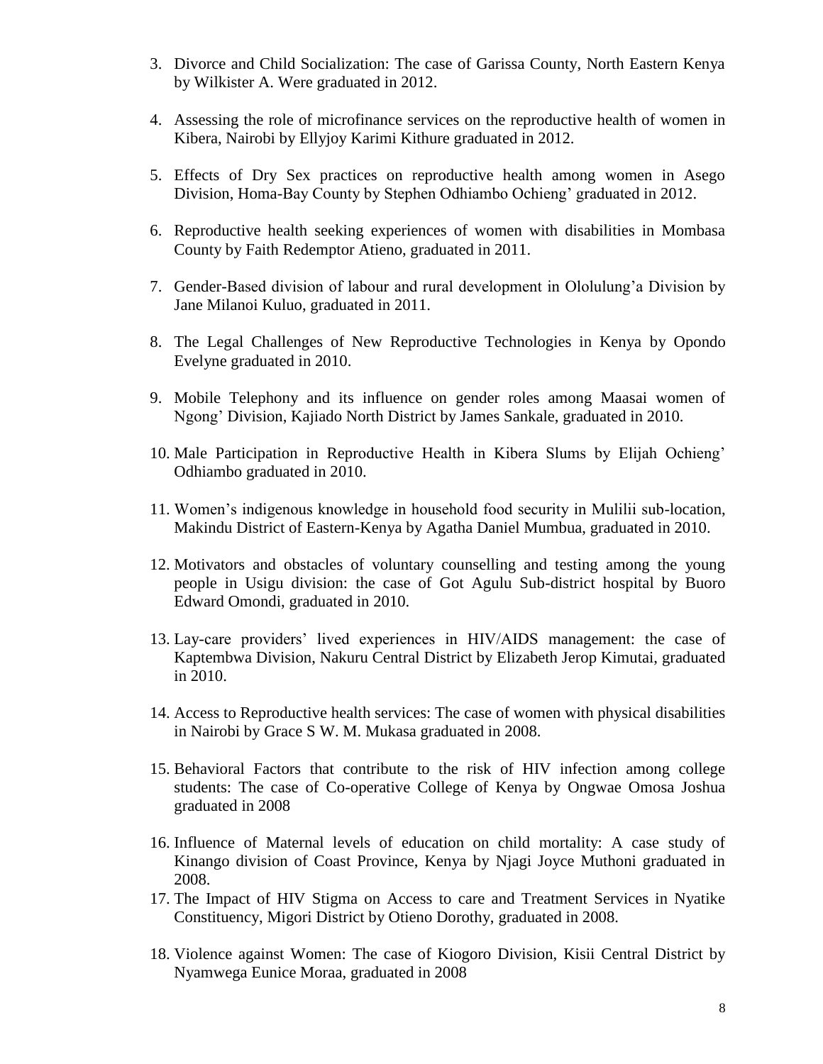3. Divorce and Child Socialization: The case of Garissa County, North Eastern Kenya by Wilkister A. Were graduated in 2012.

4. Assessing the role of microfinance services on the reproductive health of women in Kibera, Nairobi by Ellyjoy Karimi Kithure graduated in 2012.

5. Effects of Dry Sex practices on reproductive health among women in Asego Division, Homa-Bay County by Stephen Odhiambo Ochieng' graduated in 2012.

6. Reproductive health seeking experiences of women with disabilities in Mombasa County by Faith Redemptor Atieno, graduated in 2011.

7. Gender-Based division of labour and rural development in Ololulung'a Division by Jane Milanoi Kuluo, graduated in 2011.

8. The Legal Challenges of New Reproductive Technologies in Kenya by Opondo Evelyne graduated in 2010.

9. Mobile Telephony and its influence on gender roles among Maasai women of Ngong' Division, Kajiado North District by James Sankale, graduated in 2010.

10. Male Participation in Reproductive Health in Kibera Slums by Elijah Ochieng' Odhiambo graduated in 2010.

11. Women's indigenous knowledge in household food security in Mulilii sub-location, Makindu District of Eastern-Kenya by Agatha Daniel Mumbua, graduated in 2010.

12. Motivators and obstacles of voluntary counselling and testing among the young people in Usigu division: the case of Got Agulu Sub-district hospital by Buoro Edward Omondi, graduated in 2010.

13. Lay-care providers' lived experiences in HIV/AIDS management: the case of Kaptembwa Division, Nakuru Central District by Elizabeth Jerop Kimutai, graduated in 2010.

14. Access to Reproductive health services: The case of women with physical disabilities in Nairobi by Grace S W. M. Mukasa graduated in 2008.

15. Behavioral Factors that contribute to the risk of HIV infection among college students: The case of Co-operative College of Kenya by Ongwae Omosa Joshua graduated in 2008

16. Influence of Maternal levels of education on child mortality: A case study of Kinango division of Coast Province, Kenya by Njagi Joyce Muthoni graduated in 2008.

17. The Impact of HIV Stigma on Access to care and Treatment Services in Nyatike Constituency, Migori District by Otieno Dorothy, graduated in 2008.

18. Violence against Women: The case of Kiogoro Division, Kisii Central District by Nyamwega Eunice Moraa, graduated in 2008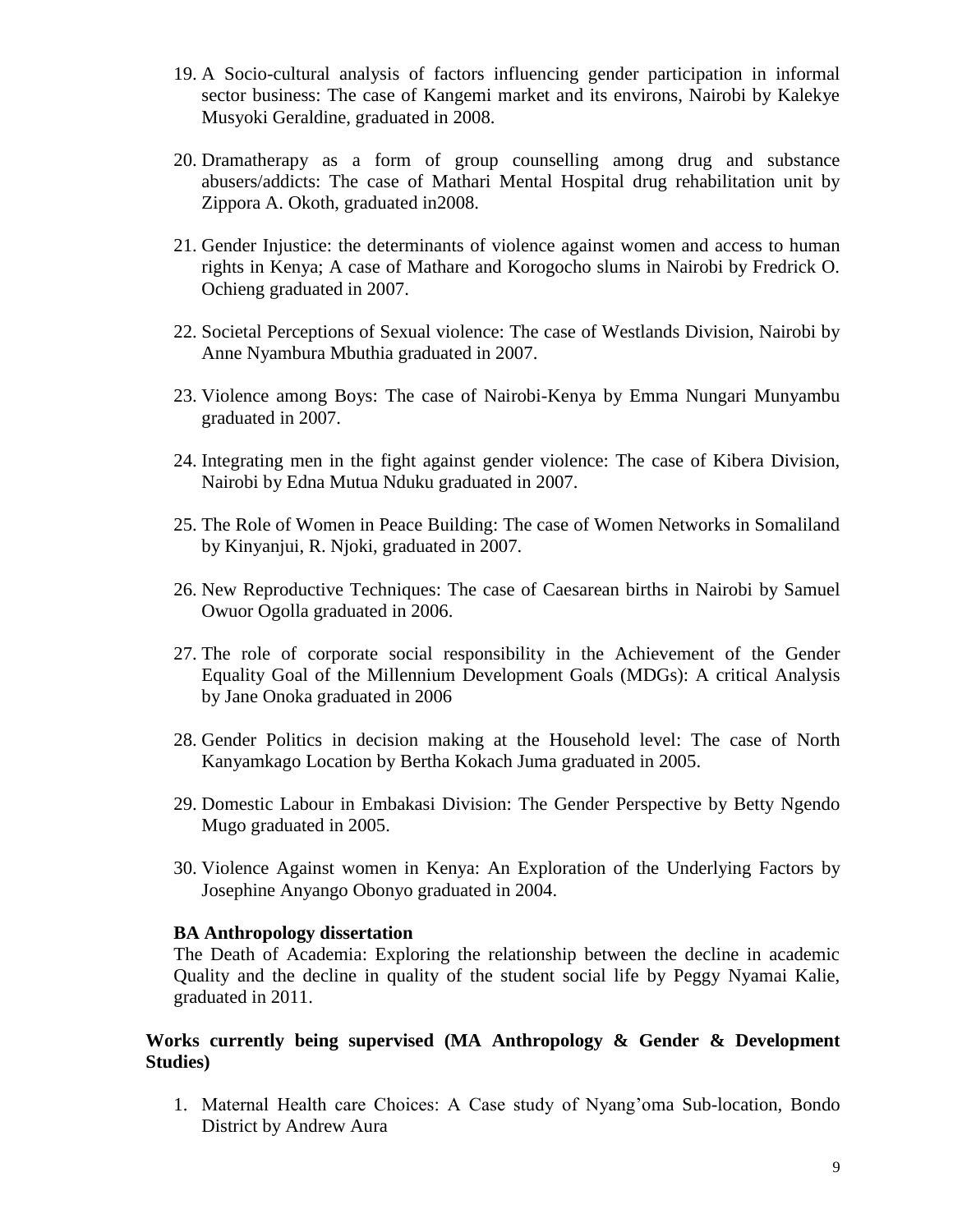19. A Socio-cultural analysis of factors influencing gender participation in informal sector business: The case of Kangemi market and its environs, Nairobi by Kalekye Musyoki Geraldine, graduated in 2008.

20. Dramatherapy as a form of group counselling among drug and substance abusers/addicts: The case of Mathari Mental Hospital drug rehabilitation unit by Zippora A. Okoth, graduated in2008.

21. Gender Injustice: the determinants of violence against women and access to human rights in Kenya; A case of Mathare and Korogocho slums in Nairobi by Fredrick O. Ochieng graduated in 2007.

22. Societal Perceptions of Sexual violence: The case of Westlands Division, Nairobi by Anne Nyambura Mbuthia graduated in 2007.

23. Violence among Boys: The case of Nairobi-Kenya by Emma Nungari Munyambu graduated in 2007.

24. Integrating men in the fight against gender violence: The case of Kibera Division, Nairobi by Edna Mutua Nduku graduated in 2007.

25. The Role of Women in Peace Building: The case of Women Networks in Somaliland by Kinyanjui, R. Njoki, graduated in 2007.

26. New Reproductive Techniques: The case of Caesarean births in Nairobi by Samuel Owuor Ogolla graduated in 2006.

27. The role of corporate social responsibility in the Achievement of the Gender Equality Goal of the Millennium Development Goals (MDGs): A critical Analysis by Jane Onoka graduated in 2006

28. Gender Politics in decision making at the Household level: The case of North Kanyamkago Location by Bertha Kokach Juma graduated in 2005.

29. Domestic Labour in Embakasi Division: The Gender Perspective by Betty Ngendo Mugo graduated in 2005.

30. Violence Against women in Kenya: An Exploration of the Underlying Factors by Josephine Anyango Obonyo graduated in 2004.

**BA Anthropology dissertation**

The Death of Academia: Exploring the relationship between the decline in academic Quality and the decline in quality of the student social life by Peggy Nyamai Kalie, graduated in 2011.

**Works currently being supervised (MA Anthropology & Gender & Development Studies)**

1. Maternal Health care Choices: A Case study of Nyang'oma Sub-location, Bondo District by Andrew Aura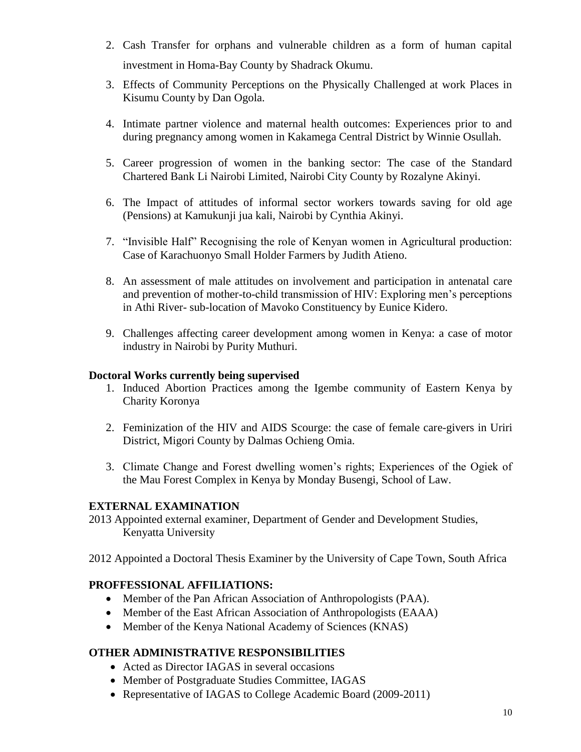2. Cash Transfer for orphans and vulnerable children as a form of human capital investment in Homa-Bay County by Shadrack Okumu.
3. Effects of Community Perceptions on the Physically Challenged at work Places in Kisumu County by Dan Ogola.
4. Intimate partner violence and maternal health outcomes: Experiences prior to and during pregnancy among women in Kakamega Central District by Winnie Osullah.
5. Career progression of women in the banking sector: The case of the Standard Chartered Bank Li Nairobi Limited, Nairobi City County by Rozalyne Akinyi.
6. The Impact of attitudes of informal sector workers towards saving for old age (Pensions) at Kamukunji jua kali, Nairobi by Cynthia Akinyi.
7. "Invisible Half" Recognising the role of Kenyan women in Agricultural production: Case of Karachuonyo Small Holder Farmers by Judith Atieno.
8. An assessment of male attitudes on involvement and participation in antenatal care and prevention of mother-to-child transmission of HIV: Exploring men's perceptions in Athi River- sub-location of Mavoko Constituency by Eunice Kidero.
9. Challenges affecting career development among women in Kenya: a case of motor industry in Nairobi by Purity Muthuri.

**Doctoral Works currently being supervised**

1. Induced Abortion Practices among the Igembe community of Eastern Kenya by Charity Koronya
2. Feminization of the HIV and AIDS Scourge: the case of female care-givers in Uriri District, Migori County by Dalmas Ochieng Omia.
3. Climate Change and Forest dwelling women's rights; Experiences of the Ogiek of the Mau Forest Complex in Kenya by Monday Busengi, School of Law.

## EXTERNAL EXAMINATION

2013 Appointed external examiner, Department of Gender and Development Studies, Kenyatta University

2012 Appointed a Doctoral Thesis Examiner by the University of Cape Town, South Africa

## PROFFESSIONAL AFFILIATIONS:

- Member of the Pan African Association of Anthropologists (PAA).
- Member of the East African Association of Anthropologists (EAAA)
- Member of the Kenya National Academy of Sciences (KNAS)

## OTHER ADMINISTRATIVE RESPONSIBILITIES

- Acted as Director IAGAS in several occasions
- Member of Postgraduate Studies Committee, IAGAS
- Representative of IAGAS to College Academic Board (2009-2011)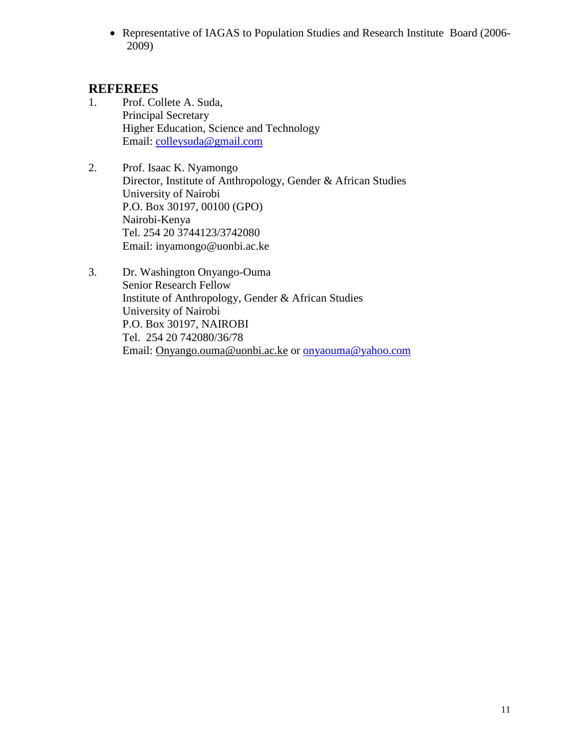- Representative of IAGAS to Population Studies and Research Institute Board (2006-2009)

## REFEREES

1. Prof. Collete A. Suda,
   Principal Secretary
   Higher Education, Science and Technology
   Email: colleysuda@gmail.com

2. Prof. Isaac K. Nyamongo
   Director, Institute of Anthropology, Gender & African Studies
   University of Nairobi
   P.O. Box 30197, 00100 (GPO)
   Nairobi-Kenya
   Tel. 254 20 3744123/3742080
   Email: inyamongo@uonbi.ac.ke

3. Dr. Washington Onyango-Ouma
   Senior Research Fellow
   Institute of Anthropology, Gender & African Studies
   University of Nairobi
   P.O. Box 30197, NAIROBI
   Tel. 254 20 742080/36/78
   Email: Onyango.ouma@uonbi.ac.ke or onyaouma@yahoo.com